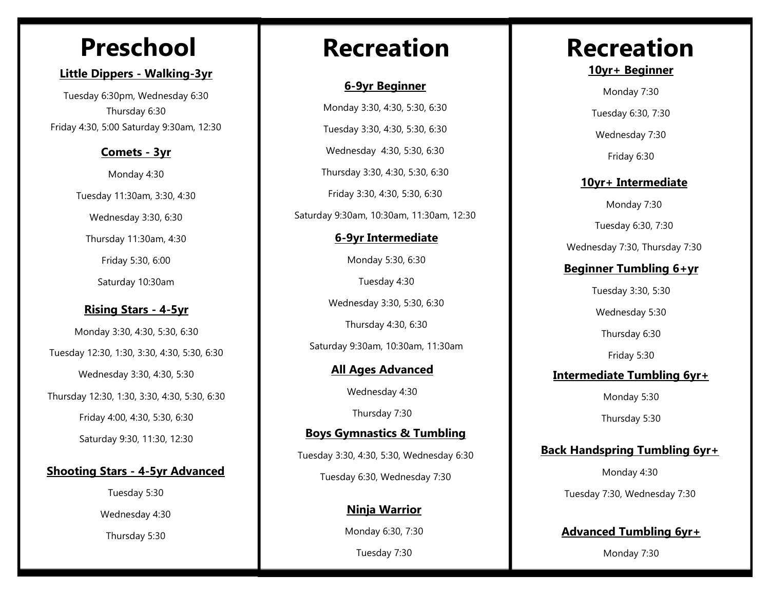# Preschool

### Little Dippers - Walking-3yr

Tuesday 6:30pm, Wednesday 6:30
Thursday 6:30
Friday 4:30, 5:00 Saturday 9:30am, 12:30

### Comets - 3yr

Monday 4:30

Tuesday 11:30am, 3:30, 4:30

Wednesday 3:30, 6:30

Thursday 11:30am, 4:30

Friday 5:30, 6:00

Saturday 10:30am

### Rising Stars - 4-5yr

Monday 3:30, 4:30, 5:30, 6:30

Tuesday 12:30, 1:30, 3:30, 4:30, 5:30, 6:30

Wednesday 3:30, 4:30, 5:30

Thursday 12:30, 1:30, 3:30, 4:30, 5:30, 6:30

Friday 4:00, 4:30, 5:30, 6:30

Saturday 9:30, 11:30, 12:30

### Shooting Stars - 4-5yr Advanced

Tuesday 5:30

Wednesday 4:30

Thursday 5:30

# Recreation

### 6-9yr Beginner

Monday 3:30, 4:30, 5:30, 6:30

Tuesday 3:30, 4:30, 5:30, 6:30

Wednesday 4:30, 5:30, 6:30

Thursday 3:30, 4:30, 5:30, 6:30

Friday 3:30, 4:30, 5:30, 6:30

Saturday 9:30am, 10:30am, 11:30am, 12:30

### 6-9yr Intermediate

Monday 5:30, 6:30

Tuesday 4:30

Wednesday 3:30, 5:30, 6:30

Thursday 4:30, 6:30

Saturday 9:30am, 10:30am, 11:30am

### All Ages Advanced

Wednesday 4:30

Thursday 7:30

### Boys Gymnastics & Tumbling

Tuesday 3:30, 4:30, 5:30, Wednesday 6:30

Tuesday 6:30, Wednesday 7:30

### Ninja Warrior

Monday 6:30, 7:30

Tuesday 7:30

# Recreation

### 10yr+ Beginner

Monday 7:30

Tuesday 6:30, 7:30

Wednesday 7:30

Friday 6:30

### 10yr+ Intermediate

Monday 7:30

Tuesday 6:30, 7:30

Wednesday 7:30, Thursday 7:30

### Beginner Tumbling 6+yr

Tuesday 3:30, 5:30

Wednesday 5:30

Thursday 6:30

Friday 5:30

### Intermediate Tumbling 6yr+

Monday 5:30

Thursday 5:30

### Back Handspring Tumbling 6yr+

Monday 4:30

Tuesday 7:30, Wednesday 7:30

### Advanced Tumbling 6yr+

Monday 7:30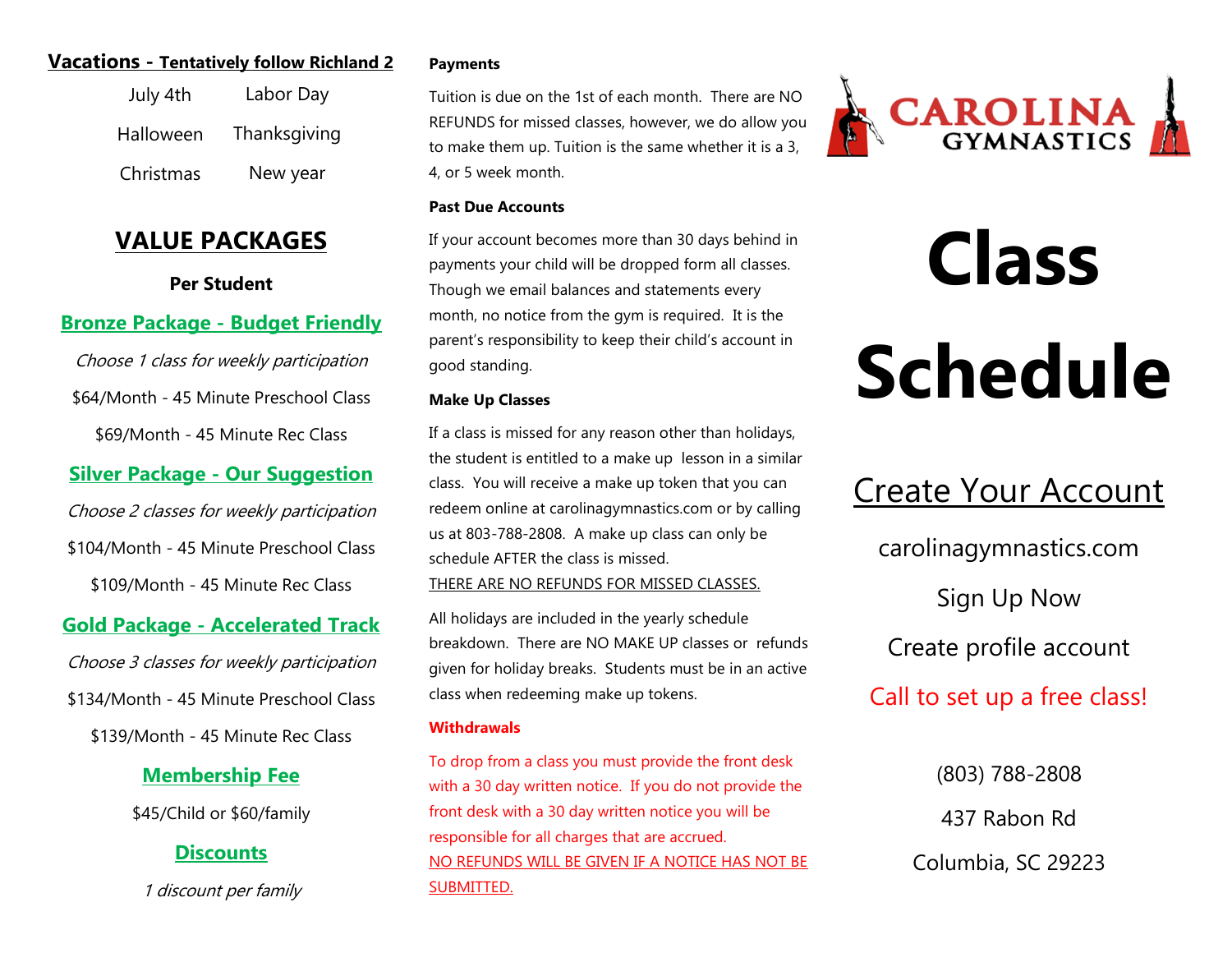## Vacations - Tentatively follow Richland 2

| | |
|---|---|
| July 4th | Labor Day |
| Halloween | Thanksgiving |
| Christmas | New year |

## VALUE PACKAGES

**Per Student**

### Bronze Package - Budget Friendly

*Choose 1 class for weekly participation*

$64/Month - 45 Minute Preschool Class

$69/Month - 45 Minute Rec Class

### Silver Package - Our Suggestion

*Choose 2 classes for weekly participation*

$104/Month - 45 Minute Preschool Class

$109/Month - 45 Minute Rec Class

### Gold Package - Accelerated Track

*Choose 3 classes for weekly participation*

$134/Month - 45 Minute Preschool Class

$139/Month - 45 Minute Rec Class

### Membership Fee

$45/Child or $60/family

### Discounts

*1 discount per family*

**Payments**

Tuition is due on the 1st of each month. There are NO REFUNDS for missed classes, however, we do allow you to make them up. Tuition is the same whether it is a 3, 4, or 5 week month.

**Past Due Accounts**

If your account becomes more than 30 days behind in payments your child will be dropped form all classes. Though we email balances and statements every month, no notice from the gym is required. It is the parent's responsibility to keep their child's account in good standing.

**Make Up Classes**

If a class is missed for any reason other than holidays, the student is entitled to a make up lesson in a similar class. You will receive a make up token that you can redeem online at carolinagymnastics.com or by calling us at 803-788-2808. A make up class can only be schedule AFTER the class is missed.
THERE ARE NO REFUNDS FOR MISSED CLASSES.

All holidays are included in the yearly schedule breakdown. There are NO MAKE UP classes or refunds given for holiday breaks. Students must be in an active class when redeeming make up tokens.

**Withdrawals**

To drop from a class you must provide the front desk with a 30 day written notice. If you do not provide the front desk with a 30 day written notice you will be responsible for all charges that are accrued.
NO REFUNDS WILL BE GIVEN IF A NOTICE HAS NOT BE SUBMITTED.

CAROLINA GYMNASTICS

# Class Schedule

## Create Your Account

carolinagymnastics.com

Sign Up Now

Create profile account

Call to set up a free class!

(803) 788-2808

437 Rabon Rd

Columbia, SC 29223